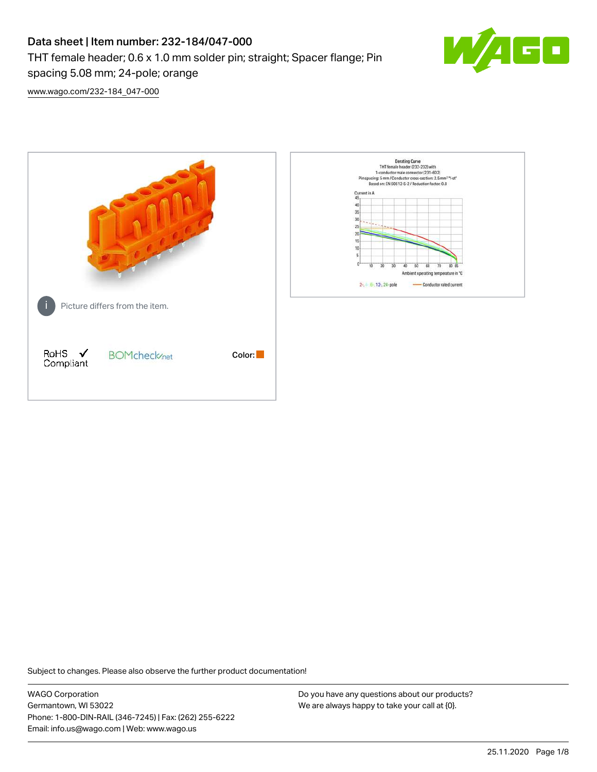# Data sheet | Item number: 232-184/047-000

THT female header; 0.6 x 1.0 mm solder pin; straight; Spacer flange; Pin spacing 5.08 mm; 24-pole; orange

[www.wago.com/232-184_047-000](www.wago.com/232-184_047-000)

Picture differs from the item.

RoHS Compliant

BOMcheck.net

Color:

Derating Curve
THT female header (232-232) with
1-conductor male connector (231-602)
Pin spacing: 5 mm / Conductor cross-section: 2.5mm² "f-st"
Based on: EN 60512-5-2 / Reduction factor: 0.8

Current in A

Ambient operating temperature in °C

2-, 4-, 6-, 12-, 24-pole — Conductor rated current

Subject to changes. Please also observe the further product documentation!

WAGO Corporation
Germantown, WI 53022
Phone: 1-800-DIN-RAIL (346-7245) | Fax: (262) 255-6222
Email: info.us@wago.com | Web: www.wago.us

Do you have any questions about our products?
We are always happy to take your call at {0}.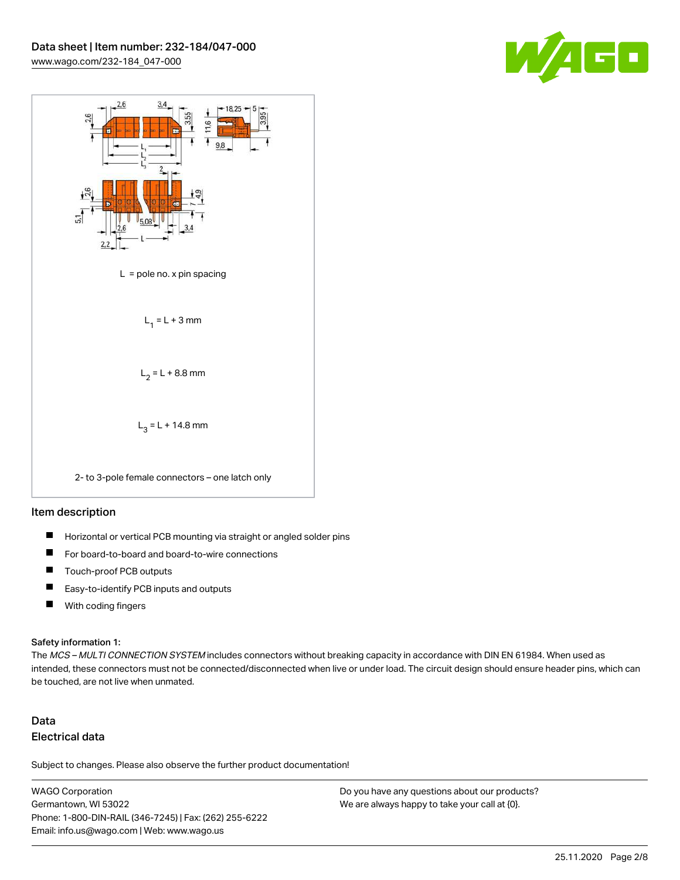L = pole no. x pin spacing

$L_1 = L + 3$ mm

$L_2 = L + 8.8$ mm

$L_3 = L + 14.8$ mm

2- to 3-pole female connectors – one latch only

## Item description

- Horizontal or vertical PCB mounting via straight or angled solder pins
- For board-to-board and board-to-wire connections
- Touch-proof PCB outputs
- Easy-to-identify PCB inputs and outputs
- With coding fingers

Safety information 1:
The *MCS – MULTI CONNECTION SYSTEM* includes connectors without breaking capacity in accordance with DIN EN 61984. When used as intended, these connectors must not be connected/disconnected when live or under load. The circuit design should ensure header pins, which can be touched, are not live when unmated.

## Data

### Electrical data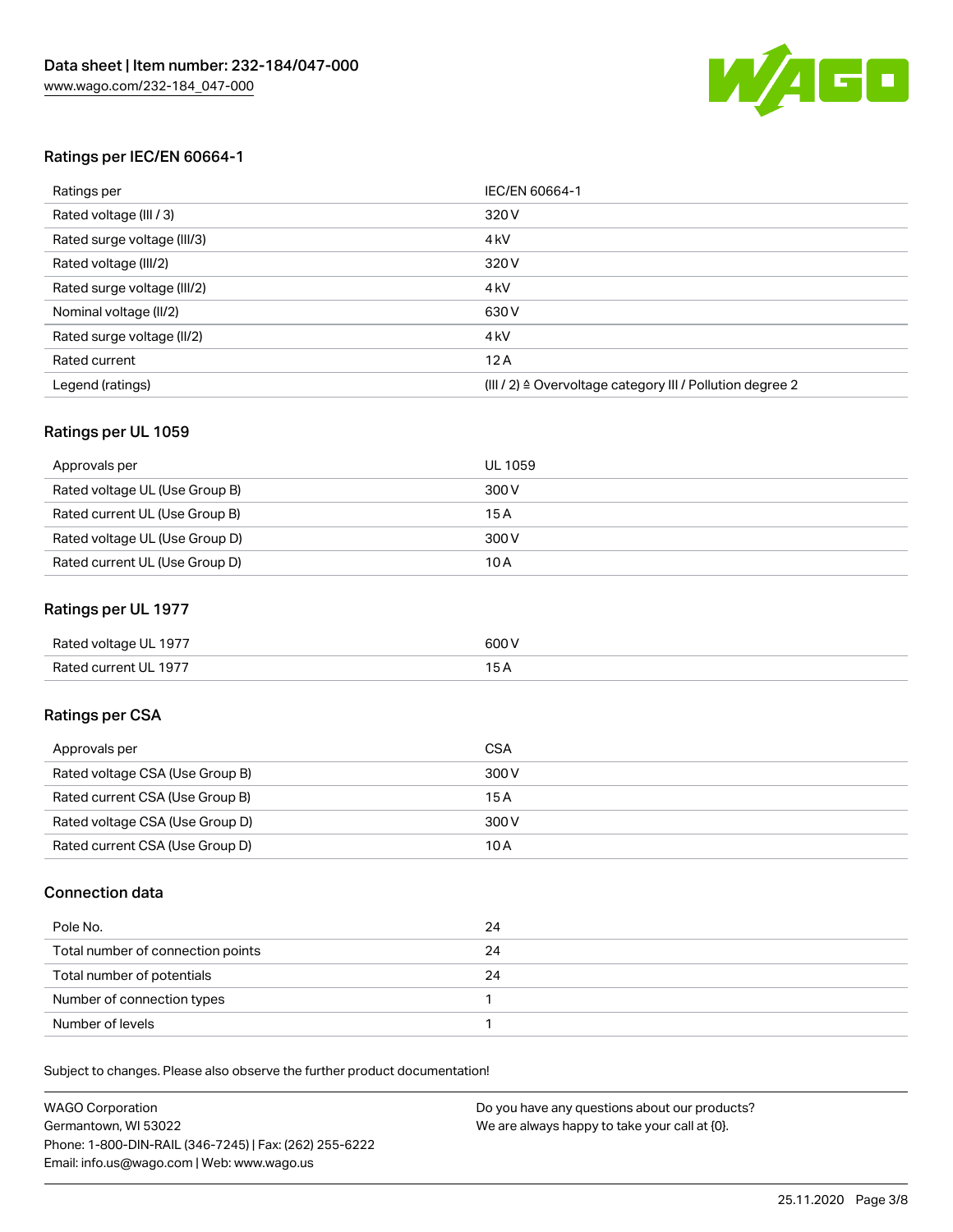## Ratings per IEC/EN 60664-1

| Ratings per | IEC/EN 60664-1 |
| --- | --- |
| Rated voltage (III / 3) | 320 V |
| Rated surge voltage (III/3) | 4 kV |
| Rated voltage (III/2) | 320 V |
| Rated surge voltage (III/2) | 4 kV |
| Nominal voltage (II/2) | 630 V |
| Rated surge voltage (II/2) | 4 kV |
| Rated current | 12 A |
| Legend (ratings) | (III / 2) ≙ Overvoltage category III / Pollution degree 2 |

## Ratings per UL 1059

| Approvals per | UL 1059 |
| --- | --- |
| Rated voltage UL (Use Group B) | 300 V |
| Rated current UL (Use Group B) | 15 A |
| Rated voltage UL (Use Group D) | 300 V |
| Rated current UL (Use Group D) | 10 A |

## Ratings per UL 1977

| Rated voltage UL 1977 | 600 V |
| --- | --- |
| Rated current UL 1977 | 15 A |

## Ratings per CSA

| Approvals per | CSA |
| --- | --- |
| Rated voltage CSA (Use Group B) | 300 V |
| Rated current CSA (Use Group B) | 15 A |
| Rated voltage CSA (Use Group D) | 300 V |
| Rated current CSA (Use Group D) | 10 A |

## Connection data

| Pole No. | 24 |
| --- | --- |
| Total number of connection points | 24 |
| Total number of potentials | 24 |
| Number of connection types | 1 |
| Number of levels | 1 |

Subject to changes. Please also observe the further product documentation!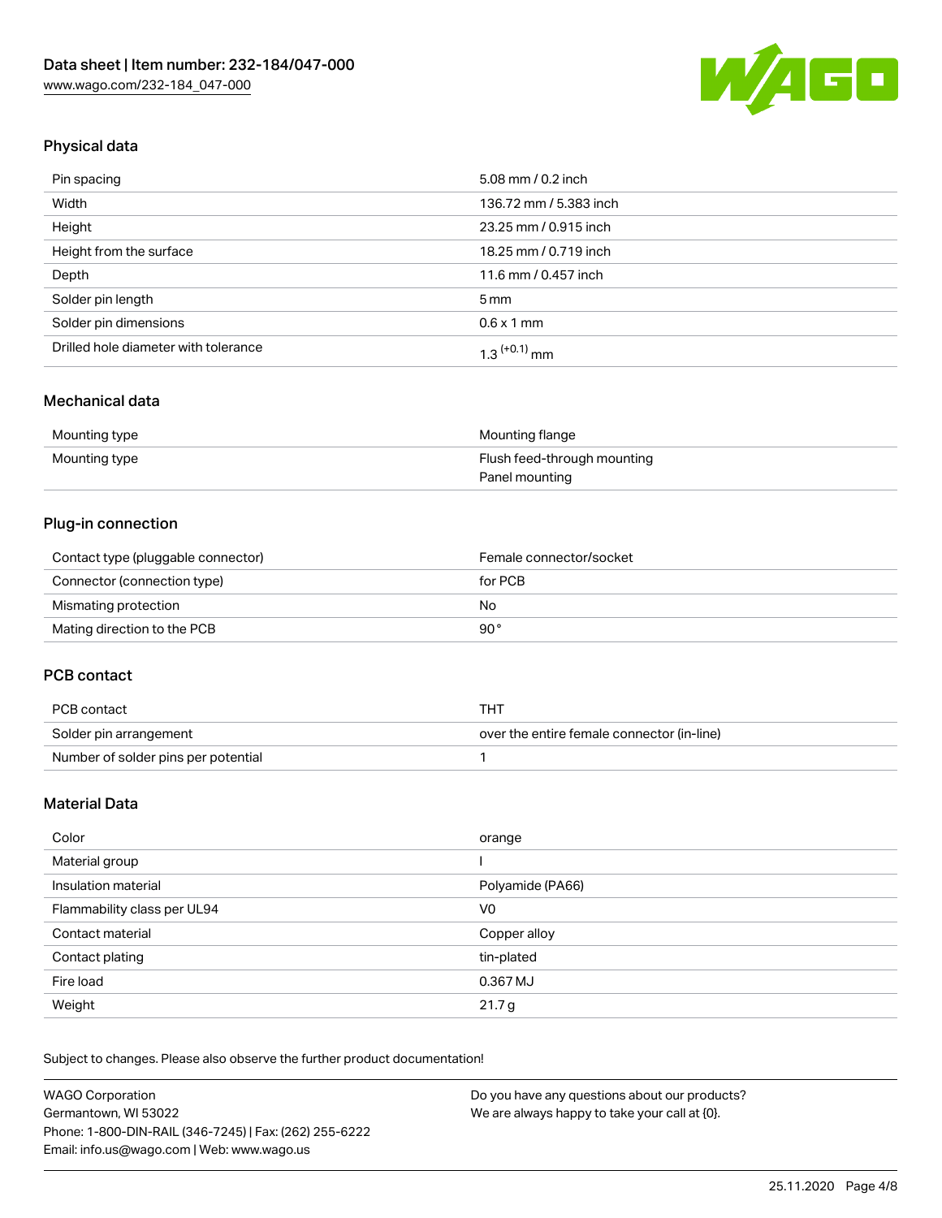## Physical data

| | |
|---|---|
| Pin spacing | 5.08 mm / 0.2 inch |
| Width | 136.72 mm / 5.383 inch |
| Height | 23.25 mm / 0.915 inch |
| Height from the surface | 18.25 mm / 0.719 inch |
| Depth | 11.6 mm / 0.457 inch |
| Solder pin length | 5 mm |
| Solder pin dimensions | 0.6 x 1 mm |
| Drilled hole diameter with tolerance | $1.3^{(+0.1)}$ mm |

## Mechanical data

| | |
|---|---|
| Mounting type | Mounting flange |
| Mounting type | Flush feed-through mounting<br>Panel mounting |

## Plug-in connection

| | |
|---|---|
| Contact type (pluggable connector) | Female connector/socket |
| Connector (connection type) | for PCB |
| Mismating protection | No |
| Mating direction to the PCB | 90 ° |

## PCB contact

| | |
|---|---|
| PCB contact | THT |
| Solder pin arrangement | over the entire female connector (in-line) |
| Number of solder pins per potential | 1 |

## Material Data

| | |
|---|---|
| Color | orange |
| Material group | I |
| Insulation material | Polyamide (PA66) |
| Flammability class per UL94 | V0 |
| Contact material | Copper alloy |
| Contact plating | tin-plated |
| Fire load | 0.367 MJ |
| Weight | 21.7 g |

Subject to changes. Please also observe the further product documentation!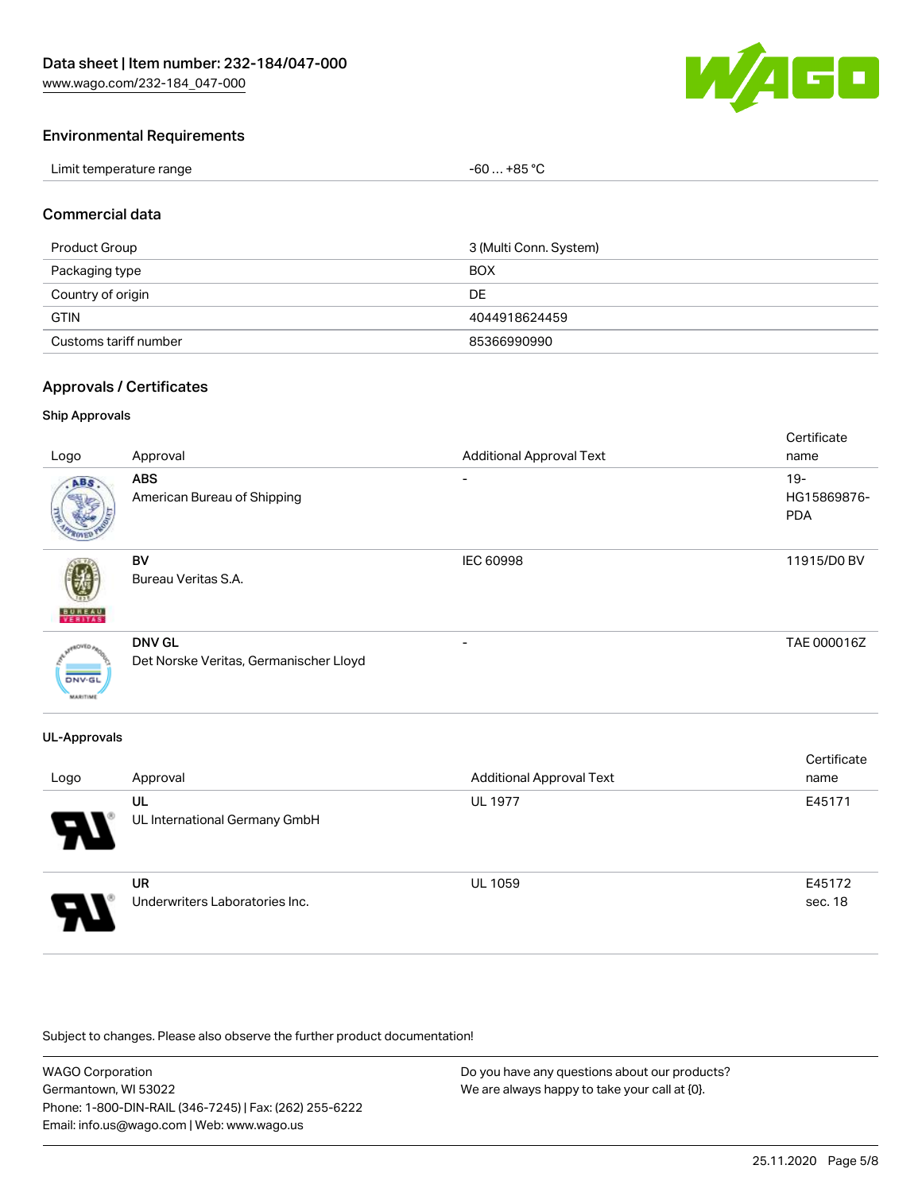## Environmental Requirements

| | |
|---|---|
| Limit temperature range | -60 … +85 °C |

## Commercial data

| | |
|---|---|
| Product Group | 3 (Multi Conn. System) |
| Packaging type | BOX |
| Country of origin | DE |
| GTIN | 4044918624459 |
| Customs tariff number | 85366990990 |

## Approvals / Certificates

### Ship Approvals

| Logo | Approval | Additional Approval Text | Certificate name |
|---|---|---|---|
| | **ABS** American Bureau of Shipping | - | 19-HG15869876-PDA |
| | **BV** Bureau Veritas S.A. | IEC 60998 | 11915/D0 BV |
| | **DNV GL** Det Norske Veritas, Germanischer Lloyd | - | TAE 000016Z |

### UL-Approvals

| Logo | Approval | Additional Approval Text | Certificate name |
|---|---|---|---|
| | **UL** UL International Germany GmbH | UL 1977 | E45171 |
| | **UR** Underwriters Laboratories Inc. | UL 1059 | E45172 sec. 18 |

Subject to changes. Please also observe the further product documentation!

WAGO Corporation
Germantown, WI 53022
Phone: 1-800-DIN-RAIL (346-7245) | Fax: (262) 255-6222
Email: info.us@wago.com | Web: www.wago.us

Do you have any questions about our products?
We are always happy to take your call at {0}.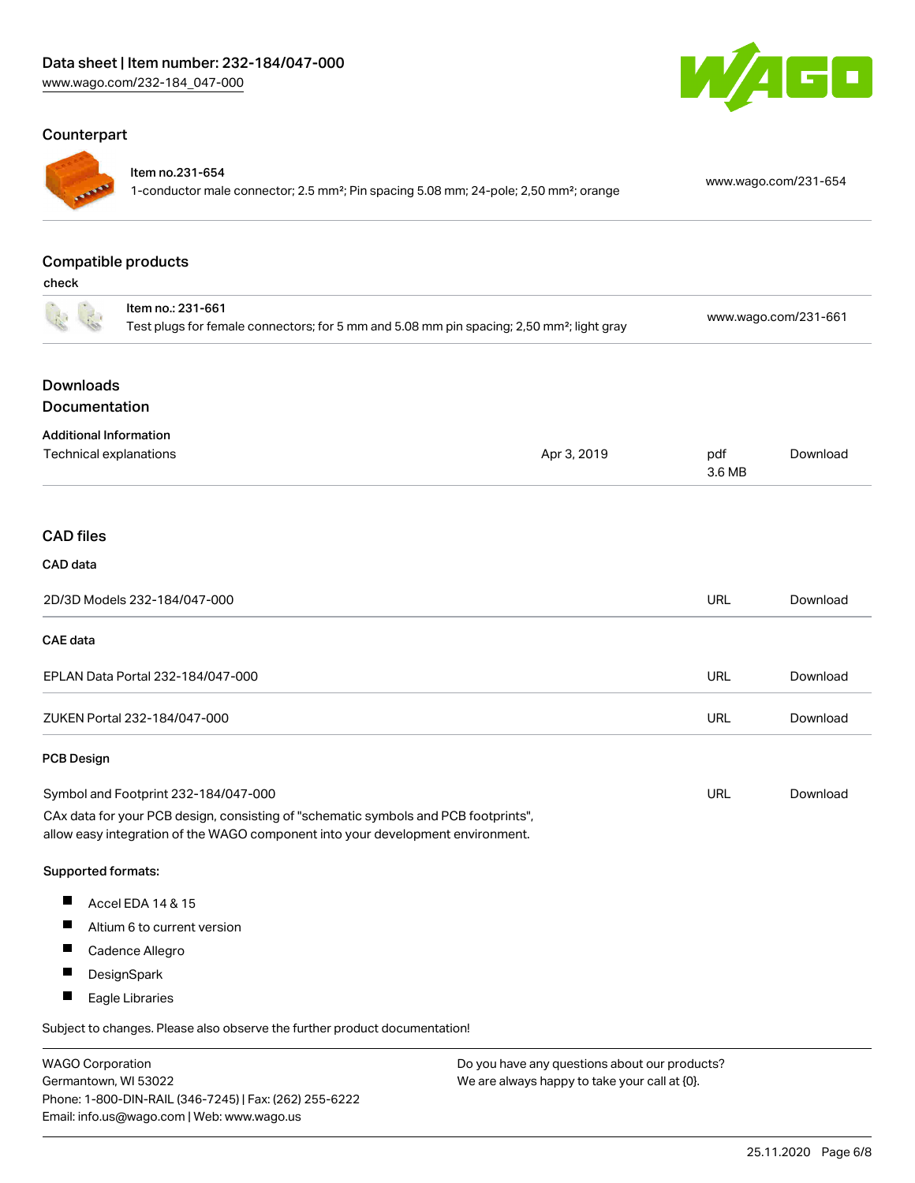## Counterpart

| | | |
|---|---|---|
| | **Item no.231-654**<br>1-conductor male connector; 2.5 mm²; Pin spacing 5.08 mm; 24-pole; 2,50 mm²; orange | www.wago.com/231-654 |

## Compatible products

**check**

| | | |
|---|---|---|
| | Item no.: 231-661<br>Test plugs for female connectors; for 5 mm and 5.08 mm pin spacing; 2,50 mm²; light gray | www.wago.com/231-661 |

## Downloads

## Documentation

**Additional Information**

| | | | |
|---|---|---|---|
| Technical explanations | Apr 3, 2019 | pdf<br>3.6 MB | Download |

## CAD files

**CAD data**

| | | |
|---|---|---|
| 2D/3D Models 232-184/047-000 | URL | Download |

**CAE data**

| | | |
|---|---|---|
| EPLAN Data Portal 232-184/047-000 | URL | Download |
| ZUKEN Portal 232-184/047-000 | URL | Download |

**PCB Design**

| | | |
|---|---|---|
| Symbol and Footprint 232-184/047-000 | URL | Download |

CAx data for your PCB design, consisting of "schematic symbols and PCB footprints", allow easy integration of the WAGO component into your development environment.

**Supported formats:**

- Accel EDA 14 & 15
- Altium 6 to current version
- Cadence Allegro
- DesignSpark
- Eagle Libraries

Subject to changes. Please also observe the further product documentation!

WAGO Corporation
Germantown, WI 53022
Phone: 1-800-DIN-RAIL (346-7245) | Fax: (262) 255-6222
Email: info.us@wago.com | Web: www.wago.us

Do you have any questions about our products?
We are always happy to take your call at {0}.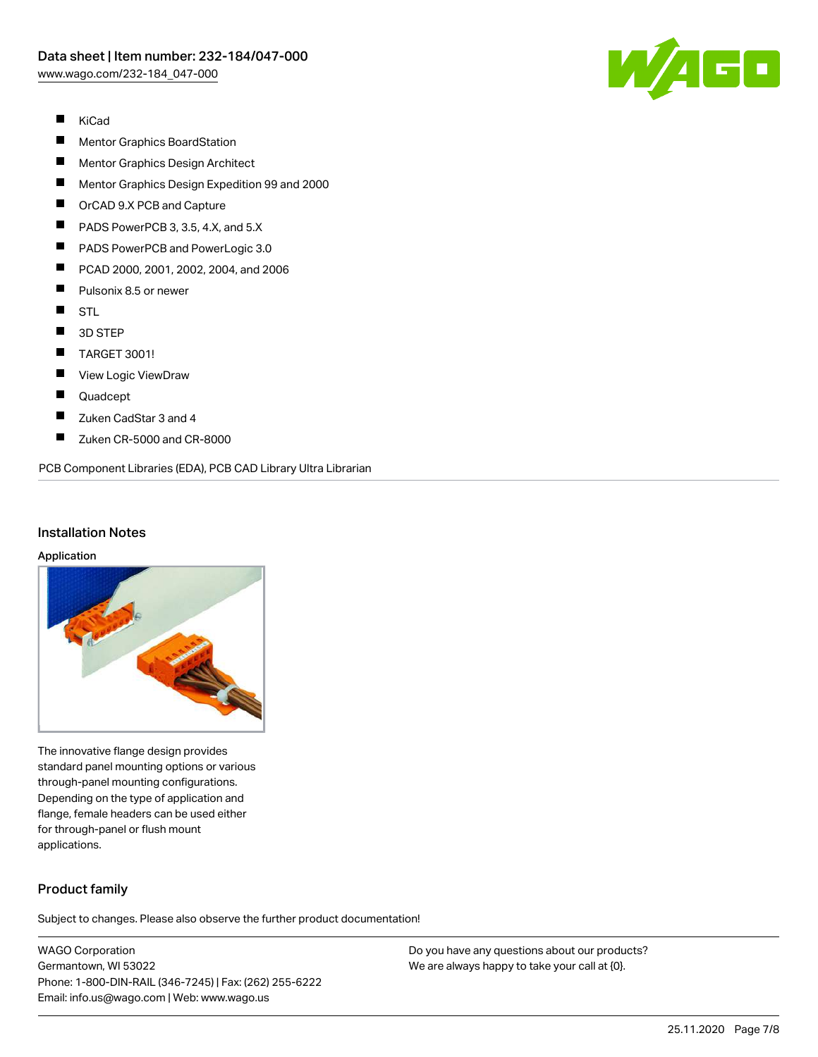- KiCad
- Mentor Graphics BoardStation
- Mentor Graphics Design Architect
- Mentor Graphics Design Expedition 99 and 2000
- OrCAD 9.X PCB and Capture
- PADS PowerPCB 3, 3.5, 4.X, and 5.X
- PADS PowerPCB and PowerLogic 3.0
- PCAD 2000, 2001, 2002, 2004, and 2006
- Pulsonix 8.5 or newer
- STL
- 3D STEP
- TARGET 3001!
- View Logic ViewDraw
- Quadcept
- Zuken CadStar 3 and 4
- Zuken CR-5000 and CR-8000

PCB Component Libraries (EDA), PCB CAD Library Ultra Librarian

## Installation Notes

### Application

The innovative flange design provides standard panel mounting options or various through-panel mounting configurations. Depending on the type of application and flange, female headers can be used either for through-panel or flush mount applications.

## Product family

Subject to changes. Please also observe the further product documentation!

WAGO Corporation
Germantown, WI 53022
Phone: 1-800-DIN-RAIL (346-7245) | Fax: (262) 255-6222
Email: info.us@wago.com | Web: www.wago.us

Do you have any questions about our products?
We are always happy to take your call at {0}.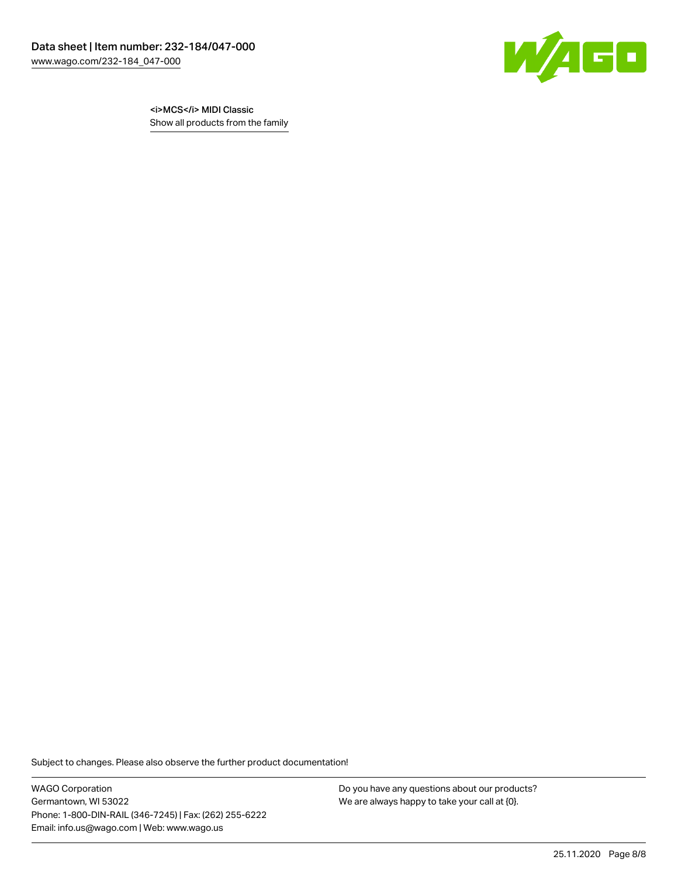<i>MCS</i> MIDI Classic
Show all products from the family

Subject to changes. Please also observe the further product documentation!

WAGO Corporation
Germantown, WI 53022
Phone: 1-800-DIN-RAIL (346-7245) | Fax: (262) 255-6222
Email: info.us@wago.com | Web: www.wago.us

Do you have any questions about our products?
We are always happy to take your call at {0}.